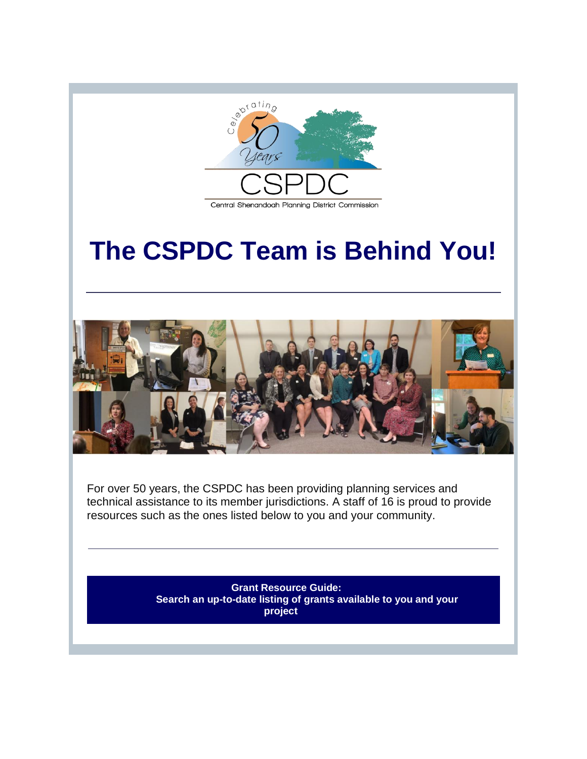Celebrating 50 Years

CSPDC

Central Shenandoah Planning District Commission

# The CSPDC Team is Behind You!

---

For over 50 years, the CSPDC has been providing planning services and technical assistance to its member jurisdictions. A staff of 16 is proud to provide resources such as the ones listed below to you and your community.

---

**Grant Resource Guide:**
**Search an up-to-date listing of grants available to you and your project**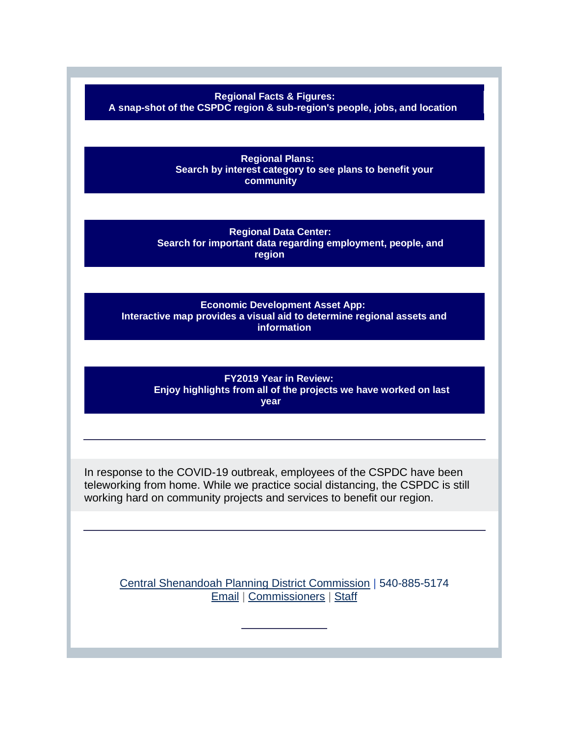**Regional Facts & Figures:**
**A snap-shot of the CSPDC region & sub-region's people, jobs, and location**

**Regional Plans:**
**Search by interest category to see plans to benefit your community**

**Regional Data Center:**
**Search for important data regarding employment, people, and region**

**Economic Development Asset App:**
**Interactive map provides a visual aid to determine regional assets and information**

**FY2019 Year in Review:**
**Enjoy highlights from all of the projects we have worked on last year**

---

In response to the COVID-19 outbreak, employees of the CSPDC have been teleworking from home. While we practice social distancing, the CSPDC is still working hard on community projects and services to benefit our region.

---

Central Shenandoah Planning District Commission | 540-885-5174
Email | Commissioners | Staff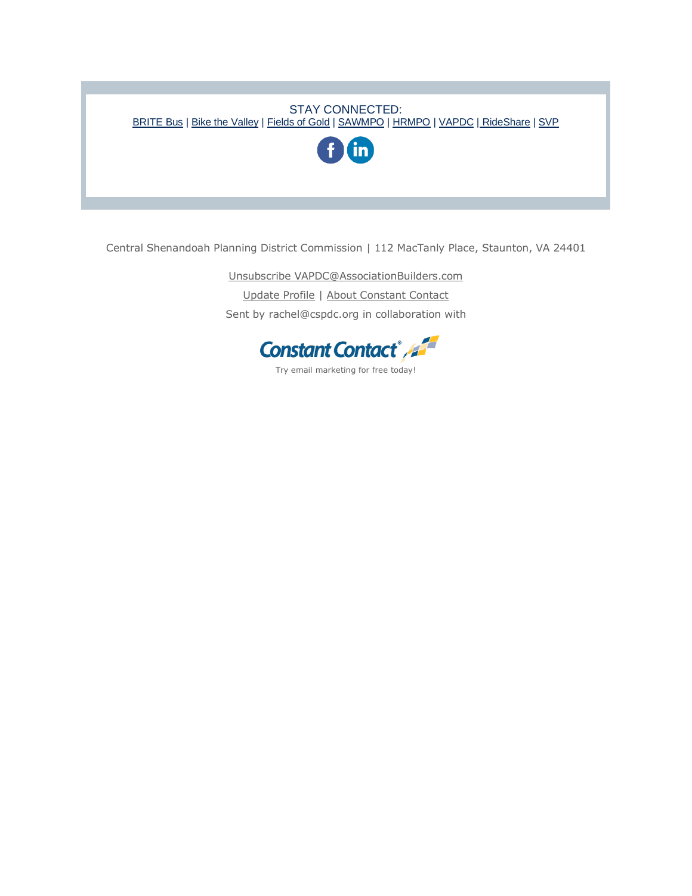STAY CONNECTED:
BRITE Bus | Bike the Valley | Fields of Gold | SAWMPO | HRMPO | VAPDC | RideShare | SVP

Central Shenandoah Planning District Commission | 112 MacTanly Place, Staunton, VA 24401

Unsubscribe VAPDC@AssociationBuilders.com

Update Profile | About Constant Contact

Sent by rachel@cspdc.org in collaboration with

Constant Contact

Try email marketing for free today!